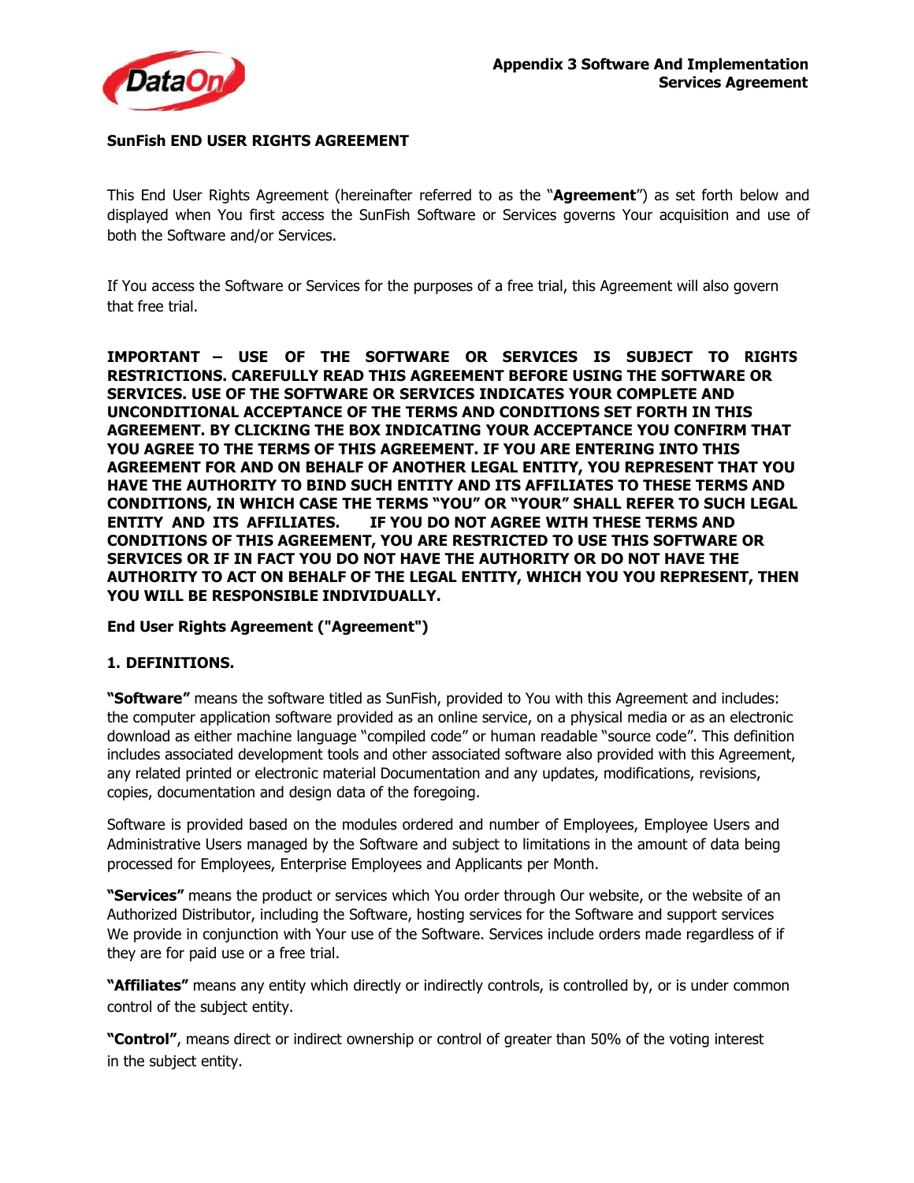**SunFish END USER RIGHTS AGREEMENT**

This End User Rights Agreement (hereinafter referred to as the "**Agreement**") as set forth below and displayed when You first access the SunFish Software or Services governs Your acquisition and use of both the Software and/or Services.

If You access the Software or Services for the purposes of a free trial, this Agreement will also govern that free trial.

**IMPORTANT – USE OF THE SOFTWARE OR SERVICES IS SUBJECT TO RIGHTS RESTRICTIONS. CAREFULLY READ THIS AGREEMENT BEFORE USING THE SOFTWARE OR SERVICES. USE OF THE SOFTWARE OR SERVICES INDICATES YOUR COMPLETE AND UNCONDITIONAL ACCEPTANCE OF THE TERMS AND CONDITIONS SET FORTH IN THIS AGREEMENT. BY CLICKING THE BOX INDICATING YOUR ACCEPTANCE YOU CONFIRM THAT YOU AGREE TO THE TERMS OF THIS AGREEMENT. IF YOU ARE ENTERING INTO THIS AGREEMENT FOR AND ON BEHALF OF ANOTHER LEGAL ENTITY, YOU REPRESENT THAT YOU HAVE THE AUTHORITY TO BIND SUCH ENTITY AND ITS AFFILIATES TO THESE TERMS AND CONDITIONS, IN WHICH CASE THE TERMS "YOU" OR "YOUR" SHALL REFER TO SUCH LEGAL ENTITY AND ITS AFFILIATES. IF YOU DO NOT AGREE WITH THESE TERMS AND CONDITIONS OF THIS AGREEMENT, YOU ARE RESTRICTED TO USE THIS SOFTWARE OR SERVICES OR IF IN FACT YOU DO NOT HAVE THE AUTHORITY OR DO NOT HAVE THE AUTHORITY TO ACT ON BEHALF OF THE LEGAL ENTITY, WHICH YOU YOU REPRESENT, THEN YOU WILL BE RESPONSIBLE INDIVIDUALLY.**

**End User Rights Agreement ("Agreement")**

## 1. DEFINITIONS.

**"Software"** means the software titled as SunFish, provided to You with this Agreement and includes: the computer application software provided as an online service, on a physical media or as an electronic download as either machine language "compiled code" or human readable "source code". This definition includes associated development tools and other associated software also provided with this Agreement, any related printed or electronic material Documentation and any updates, modifications, revisions, copies, documentation and design data of the foregoing.

Software is provided based on the modules ordered and number of Employees, Employee Users and Administrative Users managed by the Software and subject to limitations in the amount of data being processed for Employees, Enterprise Employees and Applicants per Month.

**"Services"** means the product or services which You order through Our website, or the website of an Authorized Distributor, including the Software, hosting services for the Software and support services We provide in conjunction with Your use of the Software. Services include orders made regardless of if they are for paid use or a free trial.

**"Affiliates"** means any entity which directly or indirectly controls, is controlled by, or is under common control of the subject entity.

**"Control"**, means direct or indirect ownership or control of greater than 50% of the voting interest in the subject entity.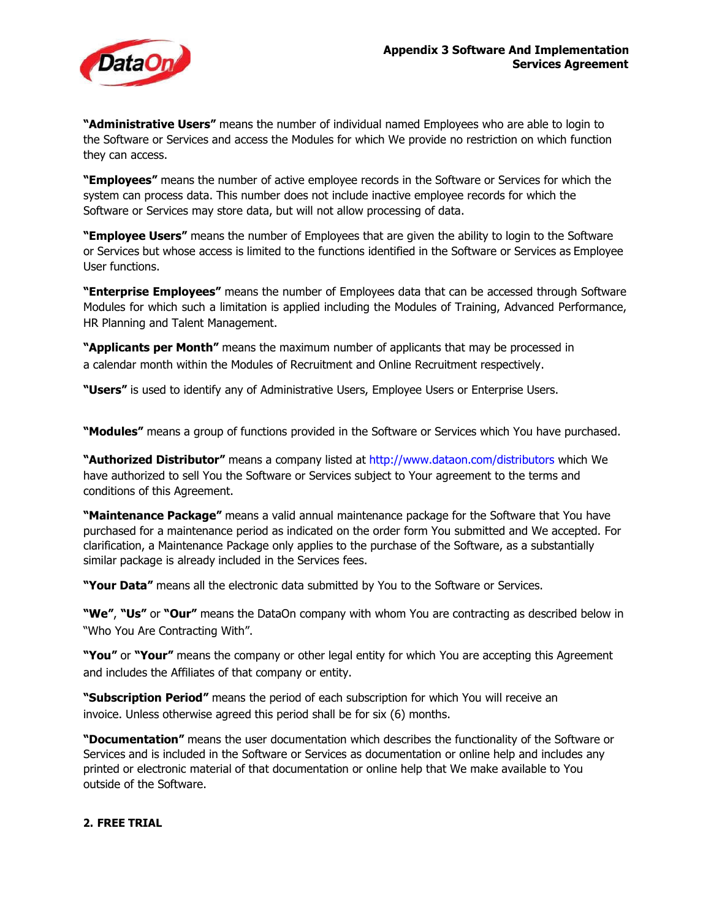**"Administrative Users"** means the number of individual named Employees who are able to login to the Software or Services and access the Modules for which We provide no restriction on which function they can access.

**"Employees"** means the number of active employee records in the Software or Services for which the system can process data. This number does not include inactive employee records for which the Software or Services may store data, but will not allow processing of data.

**"Employee Users"** means the number of Employees that are given the ability to login to the Software or Services but whose access is limited to the functions identified in the Software or Services as Employee User functions.

**"Enterprise Employees"** means the number of Employees data that can be accessed through Software Modules for which such a limitation is applied including the Modules of Training, Advanced Performance, HR Planning and Talent Management.

**"Applicants per Month"** means the maximum number of applicants that may be processed in a calendar month within the Modules of Recruitment and Online Recruitment respectively.

**"Users"** is used to identify any of Administrative Users, Employee Users or Enterprise Users.

**"Modules"** means a group of functions provided in the Software or Services which You have purchased.

**"Authorized Distributor"** means a company listed at http://www.dataon.com/distributors which We have authorized to sell You the Software or Services subject to Your agreement to the terms and conditions of this Agreement.

**"Maintenance Package"** means a valid annual maintenance package for the Software that You have purchased for a maintenance period as indicated on the order form You submitted and We accepted. For clarification, a Maintenance Package only applies to the purchase of the Software, as a substantially similar package is already included in the Services fees.

**"Your Data"** means all the electronic data submitted by You to the Software or Services.

**"We"**, **"Us"** or **"Our"** means the DataOn company with whom You are contracting as described below in "Who You Are Contracting With".

**"You"** or **"Your"** means the company or other legal entity for which You are accepting this Agreement and includes the Affiliates of that company or entity.

**"Subscription Period"** means the period of each subscription for which You will receive an invoice. Unless otherwise agreed this period shall be for six (6) months.

**"Documentation"** means the user documentation which describes the functionality of the Software or Services and is included in the Software or Services as documentation or online help and includes any printed or electronic material of that documentation or online help that We make available to You outside of the Software.

**2. FREE TRIAL**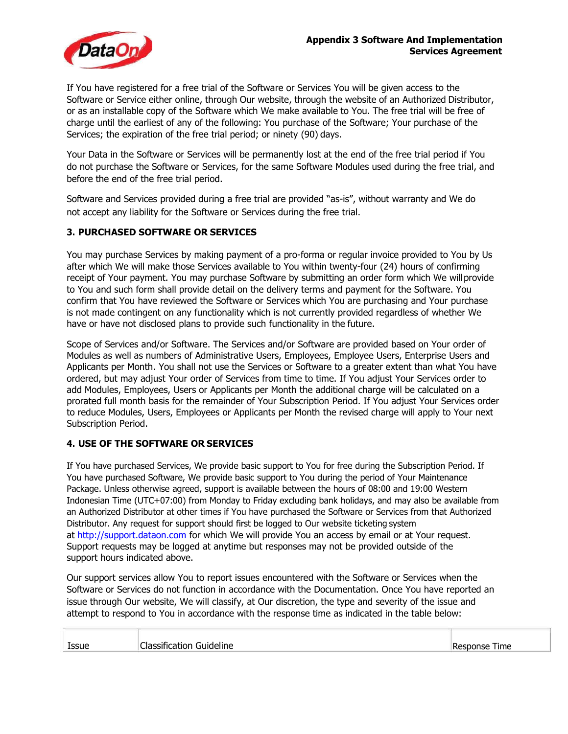If You have registered for a free trial of the Software or Services You will be given access to the Software or Service either online, through Our website, through the website of an Authorized Distributor, or as an installable copy of the Software which We make available to You. The free trial will be free of charge until the earliest of any of the following: You purchase of the Software; Your purchase of the Services; the expiration of the free trial period; or ninety (90) days.

Your Data in the Software or Services will be permanently lost at the end of the free trial period if You do not purchase the Software or Services, for the same Software Modules used during the free trial, and before the end of the free trial period.

Software and Services provided during a free trial are provided "as-is", without warranty and We do not accept any liability for the Software or Services during the free trial.

### 3. PURCHASED SOFTWARE OR SERVICES

You may purchase Services by making payment of a pro-forma or regular invoice provided to You by Us after which We will make those Services available to You within twenty-four (24) hours of confirming receipt of Your payment. You may purchase Software by submitting an order form which We will provide to You and such form shall provide detail on the delivery terms and payment for the Software. You confirm that You have reviewed the Software or Services which You are purchasing and Your purchase is not made contingent on any functionality which is not currently provided regardless of whether We have or have not disclosed plans to provide such functionality in the future.

Scope of Services and/or Software. The Services and/or Software are provided based on Your order of Modules as well as numbers of Administrative Users, Employees, Employee Users, Enterprise Users and Applicants per Month. You shall not use the Services or Software to a greater extent than what You have ordered, but may adjust Your order of Services from time to time. If You adjust Your Services order to add Modules, Employees, Users or Applicants per Month the additional charge will be calculated on a prorated full month basis for the remainder of Your Subscription Period. If You adjust Your Services order to reduce Modules, Users, Employees or Applicants per Month the revised charge will apply to Your next Subscription Period.

### 4. USE OF THE SOFTWARE OR SERVICES

If You have purchased Services, We provide basic support to You for free during the Subscription Period. If You have purchased Software, We provide basic support to You during the period of Your Maintenance Package. Unless otherwise agreed, support is available between the hours of 08:00 and 19:00 Western Indonesian Time (UTC+07:00) from Monday to Friday excluding bank holidays, and may also be available from an Authorized Distributor at other times if You have purchased the Software or Services from that Authorized Distributor. Any request for support should first be logged to Our website ticketing system at http://support.dataon.com for which We will provide You an access by email or at Your request. Support requests may be logged at anytime but responses may not be provided outside of the support hours indicated above.

Our support services allow You to report issues encountered with the Software or Services when the Software or Services do not function in accordance with the Documentation. Once You have reported an issue through Our website, We will classify, at Our discretion, the type and severity of the issue and attempt to respond to You in accordance with the response time as indicated in the table below:

| Issue | Classification Guideline | Response Time |
|---|---|---|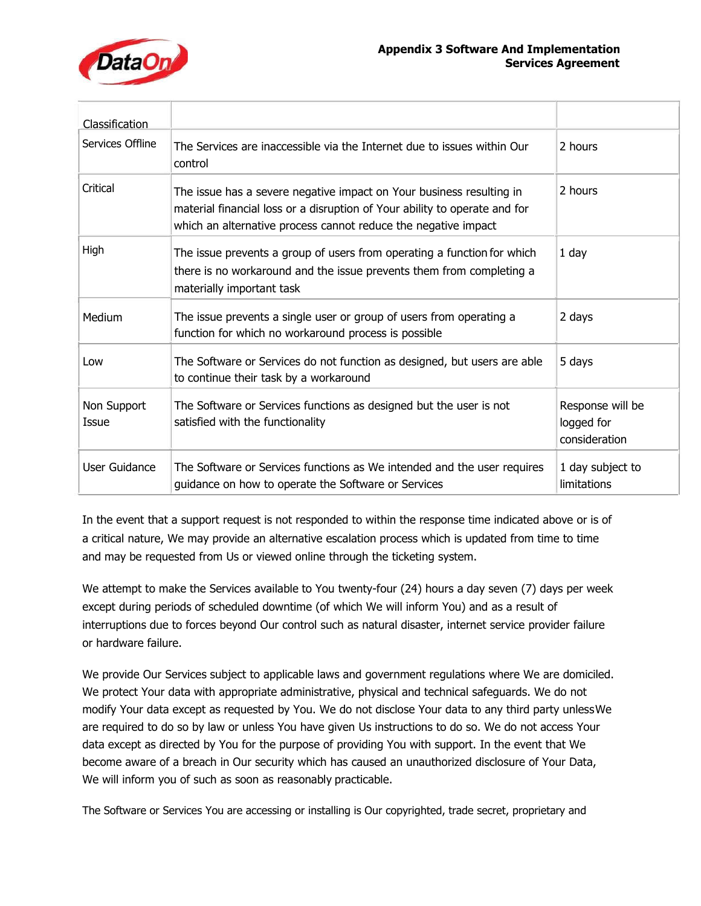| Classification | | |
|---|---|---|
| Services Offline | The Services are inaccessible via the Internet due to issues within Our control | 2 hours |
| Critical | The issue has a severe negative impact on Your business resulting in material financial loss or a disruption of Your ability to operate and for which an alternative process cannot reduce the negative impact | 2 hours |
| High | The issue prevents a group of users from operating a function for which there is no workaround and the issue prevents them from completing a materially important task | 1 day |
| Medium | The issue prevents a single user or group of users from operating a function for which no workaround process is possible | 2 days |
| Low | The Software or Services do not function as designed, but users are able to continue their task by a workaround | 5 days |
| Non Support Issue | The Software or Services functions as designed but the user is not satisfied with the functionality | Response will be logged for consideration |
| User Guidance | The Software or Services functions as We intended and the user requires guidance on how to operate the Software or Services | 1 day subject to limitations |

In the event that a support request is not responded to within the response time indicated above or is of a critical nature, We may provide an alternative escalation process which is updated from time to time and may be requested from Us or viewed online through the ticketing system.

We attempt to make the Services available to You twenty-four (24) hours a day seven (7) days per week except during periods of scheduled downtime (of which We will inform You) and as a result of interruptions due to forces beyond Our control such as natural disaster, internet service provider failure or hardware failure.

We provide Our Services subject to applicable laws and government regulations where We are domiciled. We protect Your data with appropriate administrative, physical and technical safeguards. We do not modify Your data except as requested by You. We do not disclose Your data to any third party unless We are required to do so by law or unless You have given Us instructions to do so. We do not access Your data except as directed by You for the purpose of providing You with support. In the event that We become aware of a breach in Our security which has caused an unauthorized disclosure of Your Data, We will inform you of such as soon as reasonably practicable.

The Software or Services You are accessing or installing is Our copyrighted, trade secret, proprietary and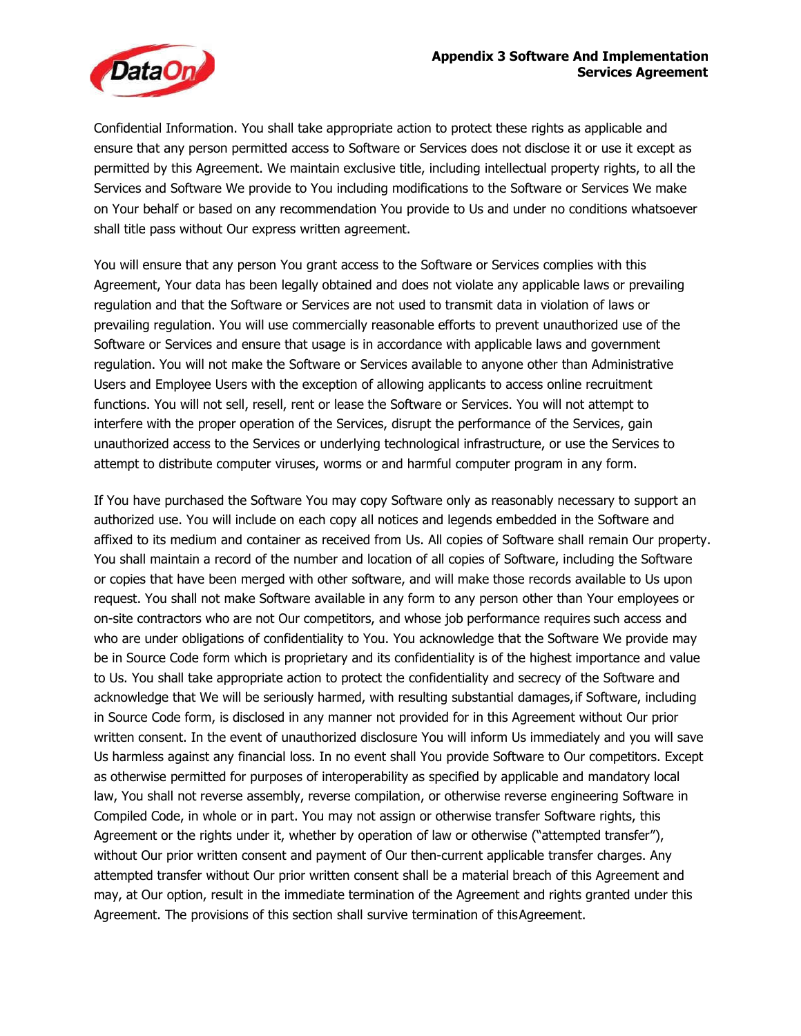Confidential Information. You shall take appropriate action to protect these rights as applicable and ensure that any person permitted access to Software or Services does not disclose it or use it except as permitted by this Agreement. We maintain exclusive title, including intellectual property rights, to all the Services and Software We provide to You including modifications to the Software or Services We make on Your behalf or based on any recommendation You provide to Us and under no conditions whatsoever shall title pass without Our express written agreement.

You will ensure that any person You grant access to the Software or Services complies with this Agreement, Your data has been legally obtained and does not violate any applicable laws or prevailing regulation and that the Software or Services are not used to transmit data in violation of laws or prevailing regulation. You will use commercially reasonable efforts to prevent unauthorized use of the Software or Services and ensure that usage is in accordance with applicable laws and government regulation. You will not make the Software or Services available to anyone other than Administrative Users and Employee Users with the exception of allowing applicants to access online recruitment functions. You will not sell, resell, rent or lease the Software or Services. You will not attempt to interfere with the proper operation of the Services, disrupt the performance of the Services, gain unauthorized access to the Services or underlying technological infrastructure, or use the Services to attempt to distribute computer viruses, worms or and harmful computer program in any form.

If You have purchased the Software You may copy Software only as reasonably necessary to support an authorized use. You will include on each copy all notices and legends embedded in the Software and affixed to its medium and container as received from Us. All copies of Software shall remain Our property. You shall maintain a record of the number and location of all copies of Software, including the Software or copies that have been merged with other software, and will make those records available to Us upon request. You shall not make Software available in any form to any person other than Your employees or on-site contractors who are not Our competitors, and whose job performance requires such access and who are under obligations of confidentiality to You. You acknowledge that the Software We provide may be in Source Code form which is proprietary and its confidentiality is of the highest importance and value to Us. You shall take appropriate action to protect the confidentiality and secrecy of the Software and acknowledge that We will be seriously harmed, with resulting substantial damages, if Software, including in Source Code form, is disclosed in any manner not provided for in this Agreement without Our prior written consent. In the event of unauthorized disclosure You will inform Us immediately and you will save Us harmless against any financial loss. In no event shall You provide Software to Our competitors. Except as otherwise permitted for purposes of interoperability as specified by applicable and mandatory local law, You shall not reverse assembly, reverse compilation, or otherwise reverse engineering Software in Compiled Code, in whole or in part. You may not assign or otherwise transfer Software rights, this Agreement or the rights under it, whether by operation of law or otherwise ("attempted transfer"), without Our prior written consent and payment of Our then-current applicable transfer charges. Any attempted transfer without Our prior written consent shall be a material breach of this Agreement and may, at Our option, result in the immediate termination of the Agreement and rights granted under this Agreement. The provisions of this section shall survive termination of this Agreement.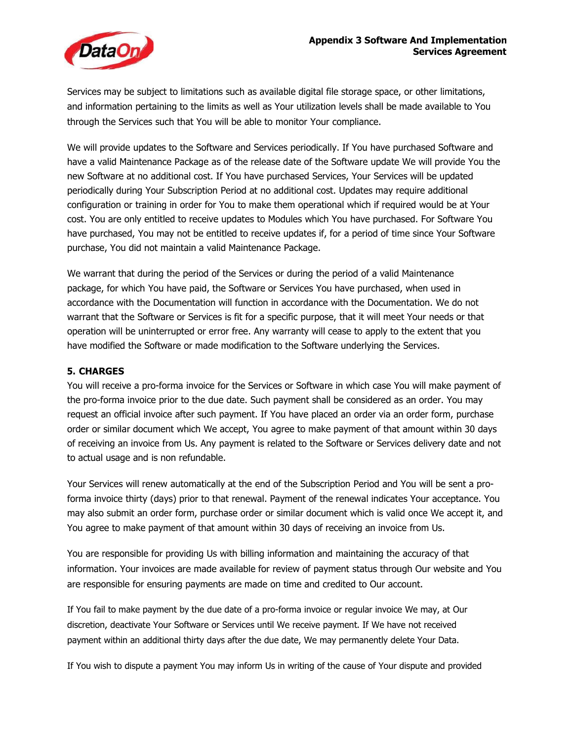Services may be subject to limitations such as available digital file storage space, or other limitations, and information pertaining to the limits as well as Your utilization levels shall be made available to You through the Services such that You will be able to monitor Your compliance.

We will provide updates to the Software and Services periodically. If You have purchased Software and have a valid Maintenance Package as of the release date of the Software update We will provide You the new Software at no additional cost. If You have purchased Services, Your Services will be updated periodically during Your Subscription Period at no additional cost. Updates may require additional configuration or training in order for You to make them operational which if required would be at Your cost. You are only entitled to receive updates to Modules which You have purchased. For Software You have purchased, You may not be entitled to receive updates if, for a period of time since Your Software purchase, You did not maintain a valid Maintenance Package.

We warrant that during the period of the Services or during the period of a valid Maintenance package, for which You have paid, the Software or Services You have purchased, when used in accordance with the Documentation will function in accordance with the Documentation. We do not warrant that the Software or Services is fit for a specific purpose, that it will meet Your needs or that operation will be uninterrupted or error free. Any warranty will cease to apply to the extent that you have modified the Software or made modification to the Software underlying the Services.

**5. CHARGES**

You will receive a pro-forma invoice for the Services or Software in which case You will make payment of the pro-forma invoice prior to the due date. Such payment shall be considered as an order. You may request an official invoice after such payment. If You have placed an order via an order form, purchase order or similar document which We accept, You agree to make payment of that amount within 30 days of receiving an invoice from Us. Any payment is related to the Software or Services delivery date and not to actual usage and is non refundable.

Your Services will renew automatically at the end of the Subscription Period and You will be sent a pro-forma invoice thirty (days) prior to that renewal. Payment of the renewal indicates Your acceptance. You may also submit an order form, purchase order or similar document which is valid once We accept it, and You agree to make payment of that amount within 30 days of receiving an invoice from Us.

You are responsible for providing Us with billing information and maintaining the accuracy of that information. Your invoices are made available for review of payment status through Our website and You are responsible for ensuring payments are made on time and credited to Our account.

If You fail to make payment by the due date of a pro-forma invoice or regular invoice We may, at Our discretion, deactivate Your Software or Services until We receive payment. If We have not received payment within an additional thirty days after the due date, We may permanently delete Your Data.

If You wish to dispute a payment You may inform Us in writing of the cause of Your dispute and provided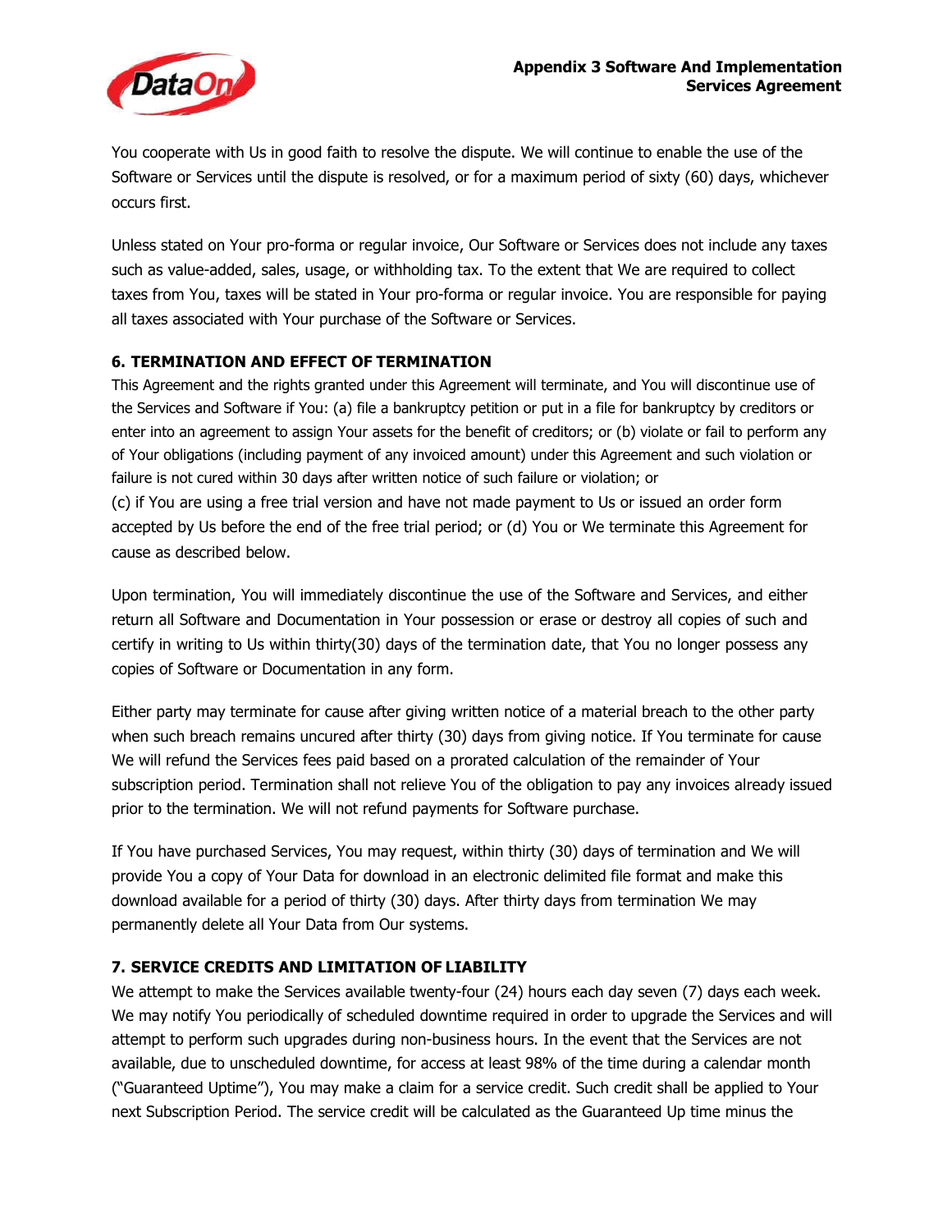You cooperate with Us in good faith to resolve the dispute. We will continue to enable the use of the Software or Services until the dispute is resolved, or for a maximum period of sixty (60) days, whichever occurs first.

Unless stated on Your pro-forma or regular invoice, Our Software or Services does not include any taxes such as value-added, sales, usage, or withholding tax. To the extent that We are required to collect taxes from You, taxes will be stated in Your pro-forma or regular invoice. You are responsible for paying all taxes associated with Your purchase of the Software or Services.

### 6. TERMINATION AND EFFECT OF TERMINATION

This Agreement and the rights granted under this Agreement will terminate, and You will discontinue use of the Services and Software if You: (a) file a bankruptcy petition or put in a file for bankruptcy by creditors or enter into an agreement to assign Your assets for the benefit of creditors; or (b) violate or fail to perform any of Your obligations (including payment of any invoiced amount) under this Agreement and such violation or failure is not cured within 30 days after written notice of such failure or violation; or
(c) if You are using a free trial version and have not made payment to Us or issued an order form accepted by Us before the end of the free trial period; or (d) You or We terminate this Agreement for cause as described below.

Upon termination, You will immediately discontinue the use of the Software and Services, and either return all Software and Documentation in Your possession or erase or destroy all copies of such and certify in writing to Us within thirty(30) days of the termination date, that You no longer possess any copies of Software or Documentation in any form.

Either party may terminate for cause after giving written notice of a material breach to the other party when such breach remains uncured after thirty (30) days from giving notice. If You terminate for cause We will refund the Services fees paid based on a prorated calculation of the remainder of Your subscription period. Termination shall not relieve You of the obligation to pay any invoices already issued prior to the termination. We will not refund payments for Software purchase.

If You have purchased Services, You may request, within thirty (30) days of termination and We will provide You a copy of Your Data for download in an electronic delimited file format and make this download available for a period of thirty (30) days. After thirty days from termination We may permanently delete all Your Data from Our systems.

### 7. SERVICE CREDITS AND LIMITATION OF LIABILITY

We attempt to make the Services available twenty-four (24) hours each day seven (7) days each week. We may notify You periodically of scheduled downtime required in order to upgrade the Services and will attempt to perform such upgrades during non-business hours. In the event that the Services are not available, due to unscheduled downtime, for access at least 98% of the time during a calendar month ("Guaranteed Uptime"), You may make a claim for a service credit. Such credit shall be applied to Your next Subscription Period. The service credit will be calculated as the Guaranteed Up time minus the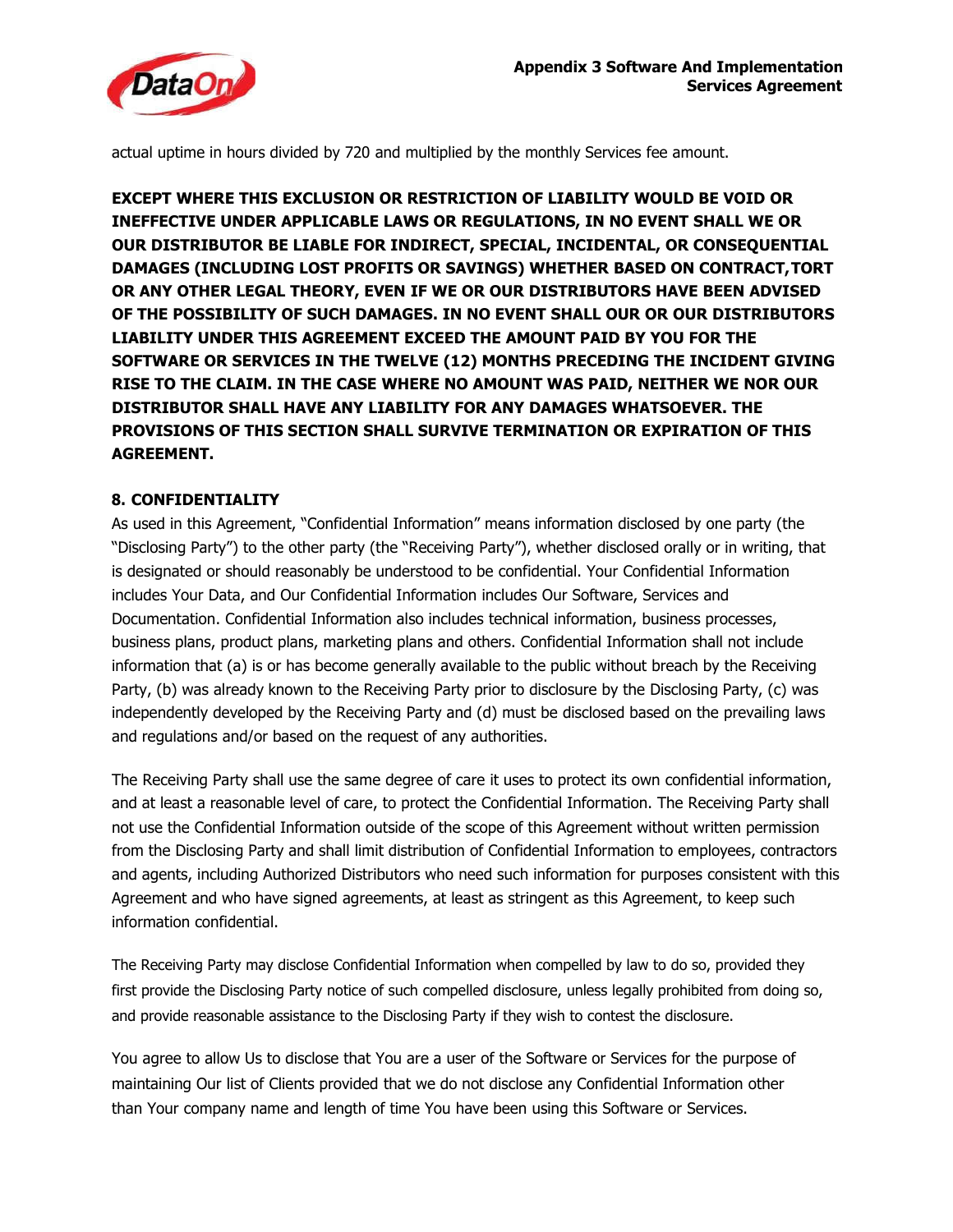actual uptime in hours divided by 720 and multiplied by the monthly Services fee amount.

**EXCEPT WHERE THIS EXCLUSION OR RESTRICTION OF LIABILITY WOULD BE VOID OR INEFFECTIVE UNDER APPLICABLE LAWS OR REGULATIONS, IN NO EVENT SHALL WE OR OUR DISTRIBUTOR BE LIABLE FOR INDIRECT, SPECIAL, INCIDENTAL, OR CONSEQUENTIAL DAMAGES (INCLUDING LOST PROFITS OR SAVINGS) WHETHER BASED ON CONTRACT, TORT OR ANY OTHER LEGAL THEORY, EVEN IF WE OR OUR DISTRIBUTORS HAVE BEEN ADVISED OF THE POSSIBILITY OF SUCH DAMAGES. IN NO EVENT SHALL OUR OR OUR DISTRIBUTORS LIABILITY UNDER THIS AGREEMENT EXCEED THE AMOUNT PAID BY YOU FOR THE SOFTWARE OR SERVICES IN THE TWELVE (12) MONTHS PRECEDING THE INCIDENT GIVING RISE TO THE CLAIM. IN THE CASE WHERE NO AMOUNT WAS PAID, NEITHER WE NOR OUR DISTRIBUTOR SHALL HAVE ANY LIABILITY FOR ANY DAMAGES WHATSOEVER. THE PROVISIONS OF THIS SECTION SHALL SURVIVE TERMINATION OR EXPIRATION OF THIS AGREEMENT.**

## 8. CONFIDENTIALITY

As used in this Agreement, "Confidential Information" means information disclosed by one party (the "Disclosing Party") to the other party (the "Receiving Party"), whether disclosed orally or in writing, that is designated or should reasonably be understood to be confidential. Your Confidential Information includes Your Data, and Our Confidential Information includes Our Software, Services and Documentation. Confidential Information also includes technical information, business processes, business plans, product plans, marketing plans and others. Confidential Information shall not include information that (a) is or has become generally available to the public without breach by the Receiving Party, (b) was already known to the Receiving Party prior to disclosure by the Disclosing Party, (c) was independently developed by the Receiving Party and (d) must be disclosed based on the prevailing laws and regulations and/or based on the request of any authorities.

The Receiving Party shall use the same degree of care it uses to protect its own confidential information, and at least a reasonable level of care, to protect the Confidential Information. The Receiving Party shall not use the Confidential Information outside of the scope of this Agreement without written permission from the Disclosing Party and shall limit distribution of Confidential Information to employees, contractors and agents, including Authorized Distributors who need such information for purposes consistent with this Agreement and who have signed agreements, at least as stringent as this Agreement, to keep such information confidential.

The Receiving Party may disclose Confidential Information when compelled by law to do so, provided they first provide the Disclosing Party notice of such compelled disclosure, unless legally prohibited from doing so, and provide reasonable assistance to the Disclosing Party if they wish to contest the disclosure.

You agree to allow Us to disclose that You are a user of the Software or Services for the purpose of maintaining Our list of Clients provided that we do not disclose any Confidential Information other than Your company name and length of time You have been using this Software or Services.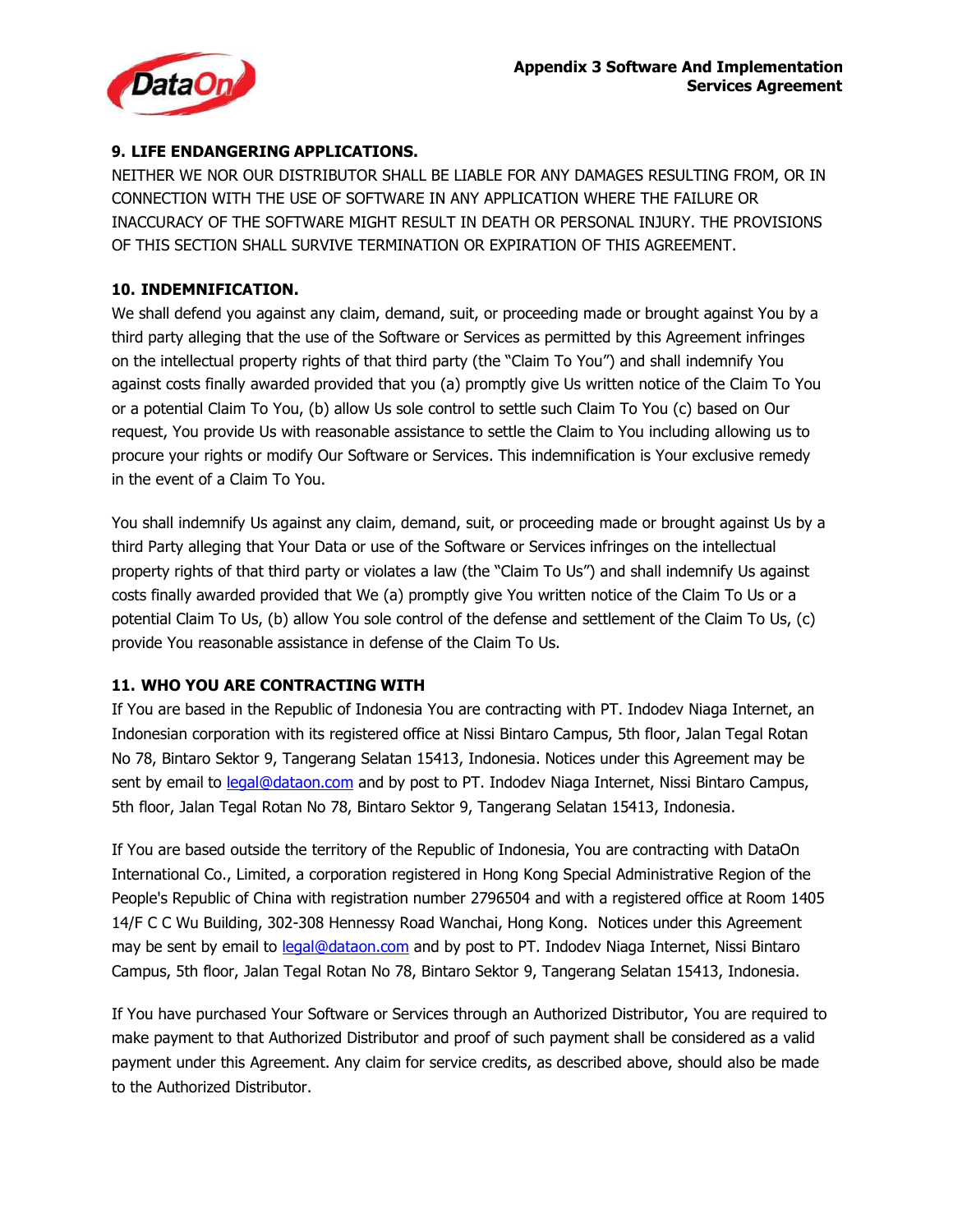## 9. LIFE ENDANGERING APPLICATIONS.

NEITHER WE NOR OUR DISTRIBUTOR SHALL BE LIABLE FOR ANY DAMAGES RESULTING FROM, OR IN CONNECTION WITH THE USE OF SOFTWARE IN ANY APPLICATION WHERE THE FAILURE OR INACCURACY OF THE SOFTWARE MIGHT RESULT IN DEATH OR PERSONAL INJURY. THE PROVISIONS OF THIS SECTION SHALL SURVIVE TERMINATION OR EXPIRATION OF THIS AGREEMENT.

## 10. INDEMNIFICATION.

We shall defend you against any claim, demand, suit, or proceeding made or brought against You by a third party alleging that the use of the Software or Services as permitted by this Agreement infringes on the intellectual property rights of that third party (the "Claim To You") and shall indemnify You against costs finally awarded provided that you (a) promptly give Us written notice of the Claim To You or a potential Claim To You, (b) allow Us sole control to settle such Claim To You (c) based on Our request, You provide Us with reasonable assistance to settle the Claim to You including allowing us to procure your rights or modify Our Software or Services. This indemnification is Your exclusive remedy in the event of a Claim To You.

You shall indemnify Us against any claim, demand, suit, or proceeding made or brought against Us by a third Party alleging that Your Data or use of the Software or Services infringes on the intellectual property rights of that third party or violates a law (the "Claim To Us") and shall indemnify Us against costs finally awarded provided that We (a) promptly give You written notice of the Claim To Us or a potential Claim To Us, (b) allow You sole control of the defense and settlement of the Claim To Us, (c) provide You reasonable assistance in defense of the Claim To Us.

## 11. WHO YOU ARE CONTRACTING WITH

If You are based in the Republic of Indonesia You are contracting with PT. Indodev Niaga Internet, an Indonesian corporation with its registered office at Nissi Bintaro Campus, 5th floor, Jalan Tegal Rotan No 78, Bintaro Sektor 9, Tangerang Selatan 15413, Indonesia. Notices under this Agreement may be sent by email to legal@dataon.com and by post to PT. Indodev Niaga Internet, Nissi Bintaro Campus, 5th floor, Jalan Tegal Rotan No 78, Bintaro Sektor 9, Tangerang Selatan 15413, Indonesia.

If You are based outside the territory of the Republic of Indonesia, You are contracting with DataOn International Co., Limited, a corporation registered in Hong Kong Special Administrative Region of the People's Republic of China with registration number 2796504 and with a registered office at Room 1405 14/F C C Wu Building, 302-308 Hennessy Road Wanchai, Hong Kong. Notices under this Agreement may be sent by email to legal@dataon.com and by post to PT. Indodev Niaga Internet, Nissi Bintaro Campus, 5th floor, Jalan Tegal Rotan No 78, Bintaro Sektor 9, Tangerang Selatan 15413, Indonesia.

If You have purchased Your Software or Services through an Authorized Distributor, You are required to make payment to that Authorized Distributor and proof of such payment shall be considered as a valid payment under this Agreement. Any claim for service credits, as described above, should also be made to the Authorized Distributor.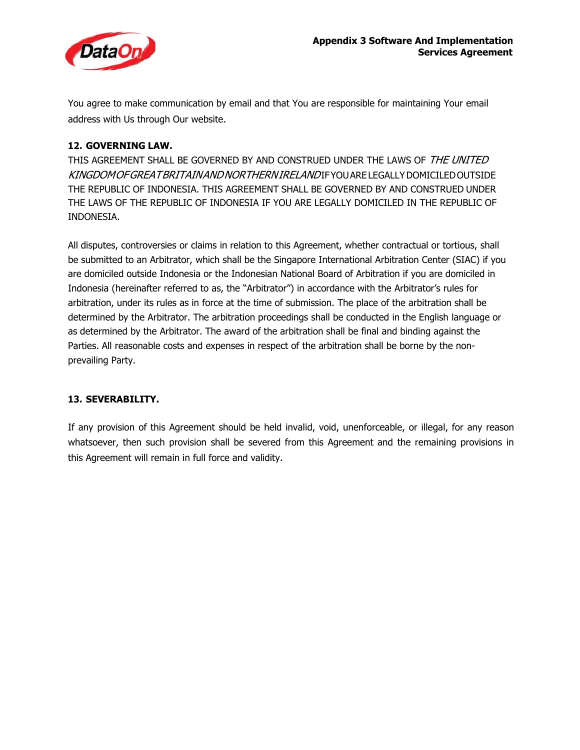You agree to make communication by email and that You are responsible for maintaining Your email address with Us through Our website.

**12. GOVERNING LAW.**

THIS AGREEMENT SHALL BE GOVERNED BY AND CONSTRUED UNDER THE LAWS OF *THE UNITED KINGDOM OF GREAT BRITAIN AND NORTHERN IRELAND* IF YOU ARE LEGALLY DOMICILED OUTSIDE THE REPUBLIC OF INDONESIA. THIS AGREEMENT SHALL BE GOVERNED BY AND CONSTRUED UNDER THE LAWS OF THE REPUBLIC OF INDONESIA IF YOU ARE LEGALLY DOMICILED IN THE REPUBLIC OF INDONESIA.

All disputes, controversies or claims in relation to this Agreement, whether contractual or tortious, shall be submitted to an Arbitrator, which shall be the Singapore International Arbitration Center (SIAC) if you are domiciled outside Indonesia or the Indonesian National Board of Arbitration if you are domiciled in Indonesia (hereinafter referred to as, the "Arbitrator") in accordance with the Arbitrator's rules for arbitration, under its rules as in force at the time of submission. The place of the arbitration shall be determined by the Arbitrator. The arbitration proceedings shall be conducted in the English language or as determined by the Arbitrator. The award of the arbitration shall be final and binding against the Parties. All reasonable costs and expenses in respect of the arbitration shall be borne by the non-prevailing Party.

**13. SEVERABILITY.**

If any provision of this Agreement should be held invalid, void, unenforceable, or illegal, for any reason whatsoever, then such provision shall be severed from this Agreement and the remaining provisions in this Agreement will remain in full force and validity.